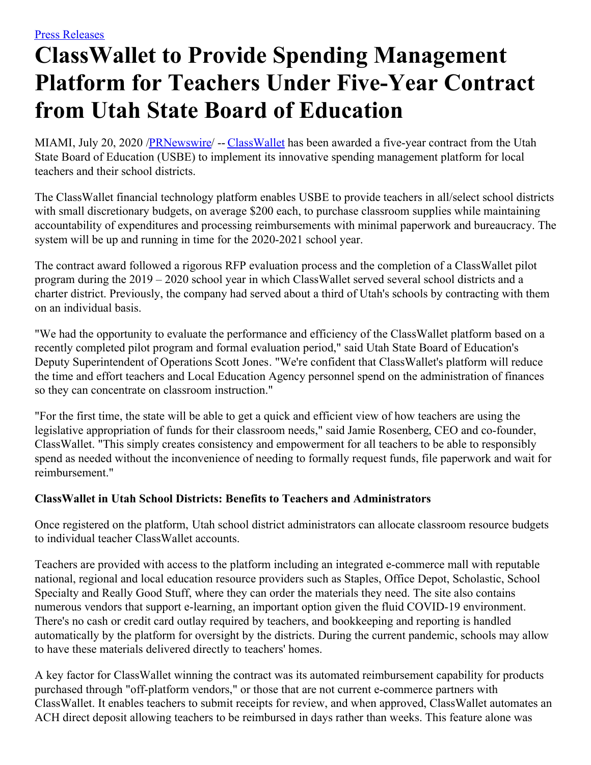Press Releases

# ClassWallet to Provide Spending Management Platform for Teachers Under Five-Year Contract from Utah State Board of Education

MIAMI, July 20, 2020 /PRNewswire/ -- ClassWallet has been awarded a five-year contract from the Utah State Board of Education (USBE) to implement its innovative spending management platform for local teachers and their school districts.

The ClassWallet financial technology platform enables USBE to provide teachers in all/select school districts with small discretionary budgets, on average $200 each, to purchase classroom supplies while maintaining accountability of expenditures and processing reimbursements with minimal paperwork and bureaucracy. The system will be up and running in time for the 2020-2021 school year.

The contract award followed a rigorous RFP evaluation process and the completion of a ClassWallet pilot program during the 2019 – 2020 school year in which ClassWallet served several school districts and a charter district. Previously, the company had served about a third of Utah's schools by contracting with them on an individual basis.

"We had the opportunity to evaluate the performance and efficiency of the ClassWallet platform based on a recently completed pilot program and formal evaluation period," said Utah State Board of Education's Deputy Superintendent of Operations Scott Jones. "We're confident that ClassWallet's platform will reduce the time and effort teachers and Local Education Agency personnel spend on the administration of finances so they can concentrate on classroom instruction."

"For the first time, the state will be able to get a quick and efficient view of how teachers are using the legislative appropriation of funds for their classroom needs," said Jamie Rosenberg, CEO and co-founder, ClassWallet. "This simply creates consistency and empowerment for all teachers to be able to responsibly spend as needed without the inconvenience of needing to formally request funds, file paperwork and wait for reimbursement."

**ClassWallet in Utah School Districts: Benefits to Teachers and Administrators**

Once registered on the platform, Utah school district administrators can allocate classroom resource budgets to individual teacher ClassWallet accounts.

Teachers are provided with access to the platform including an integrated e-commerce mall with reputable national, regional and local education resource providers such as Staples, Office Depot, Scholastic, School Specialty and Really Good Stuff, where they can order the materials they need. The site also contains numerous vendors that support e-learning, an important option given the fluid COVID-19 environment. There's no cash or credit card outlay required by teachers, and bookkeeping and reporting is handled automatically by the platform for oversight by the districts. During the current pandemic, schools may allow to have these materials delivered directly to teachers' homes.

A key factor for ClassWallet winning the contract was its automated reimbursement capability for products purchased through "off-platform vendors," or those that are not current e-commerce partners with ClassWallet. It enables teachers to submit receipts for review, and when approved, ClassWallet automates an ACH direct deposit allowing teachers to be reimbursed in days rather than weeks. This feature alone was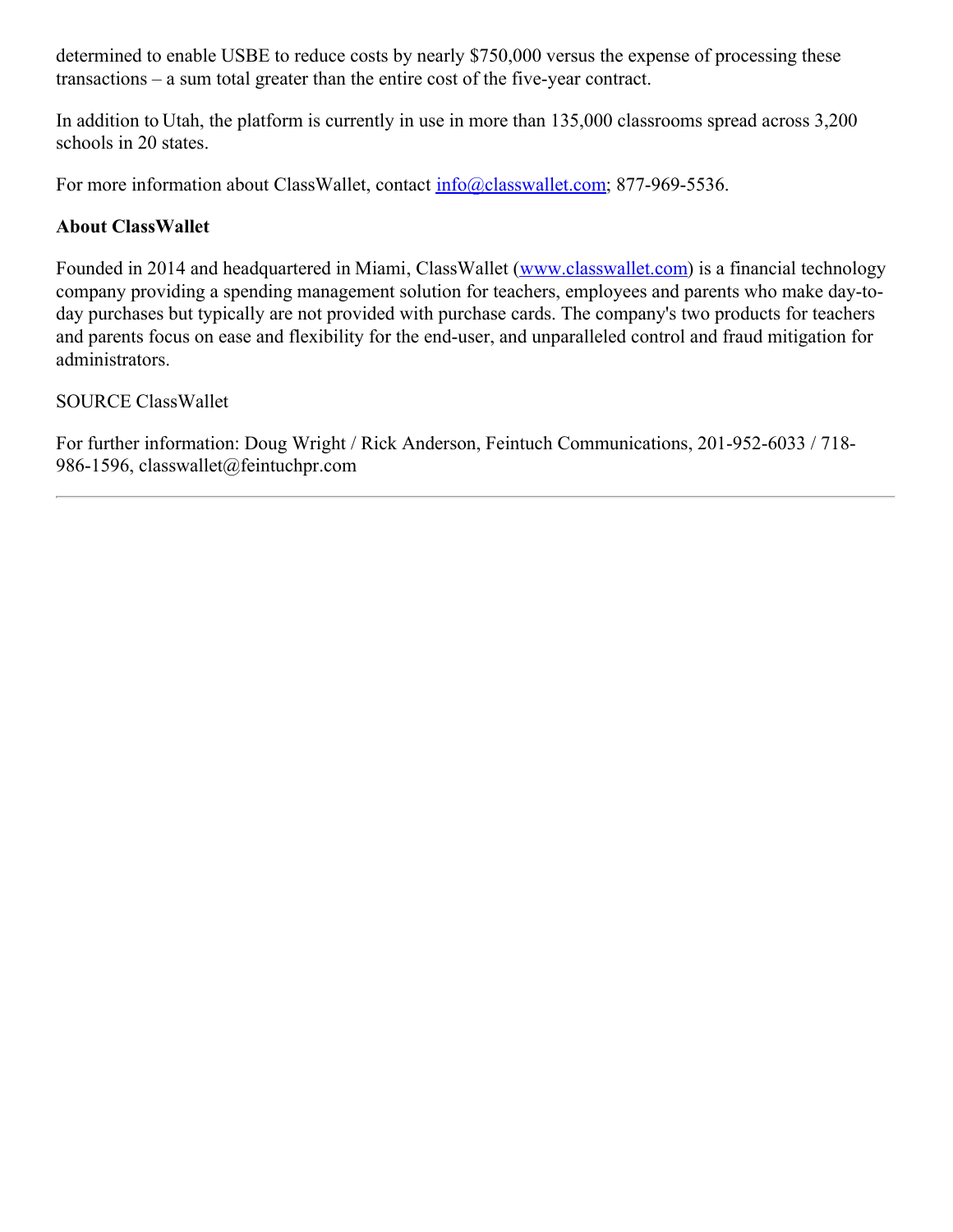determined to enable USBE to reduce costs by nearly $750,000 versus the expense of processing these transactions – a sum total greater than the entire cost of the five-year contract.

In addition to Utah, the platform is currently in use in more than 135,000 classrooms spread across 3,200 schools in 20 states.

For more information about ClassWallet, contact [info@classwallet.com](mailto:info@classwallet.com); 877-969-5536.

**About ClassWallet**

Founded in 2014 and headquartered in Miami, ClassWallet ([www.classwallet.com](http://www.classwallet.com)) is a financial technology company providing a spending management solution for teachers, employees and parents who make day-to-day purchases but typically are not provided with purchase cards. The company's two products for teachers and parents focus on ease and flexibility for the end-user, and unparalleled control and fraud mitigation for administrators.

SOURCE ClassWallet

For further information: Doug Wright / Rick Anderson, Feintuch Communications, 201-952-6033 / 718-986-1596, classwallet@feintuchpr.com